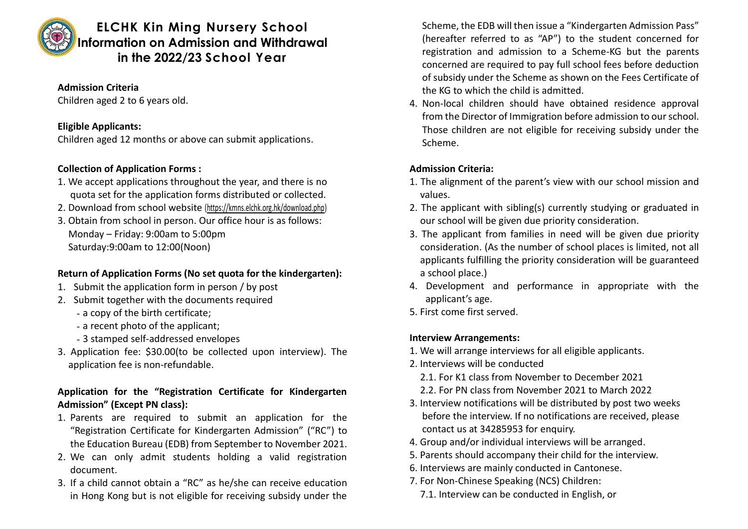# ELCHK Kin Ming Nursery School
## Information on Admission and Withdrawal in the 2022/23 School Year

**Admission Criteria**

Children aged 2 to 6 years old.

**Eligible Applicants:**

Children aged 12 months or above can submit applications.

**Collection of Application Forms :**

1. We accept applications throughout the year, and there is no quota set for the application forms distributed or collected.
2. Download from school website (https://kmns.elchk.org.hk/download.php)
3. Obtain from school in person. Our office hour is as follows:
   Monday – Friday: 9:00am to 5:00pm
   Saturday:9:00am to 12:00(Noon)

**Return of Application Forms (No set quota for the kindergarten):**

1. Submit the application form in person / by post
2. Submit together with the documents required
   - a copy of the birth certificate;
   - a recent photo of the applicant;
   - 3 stamped self-addressed envelopes
3. Application fee: $30.00(to be collected upon interview). The application fee is non-refundable.

**Application for the "Registration Certificate for Kindergarten Admission" (Except PN class):**

1. Parents are required to submit an application for the "Registration Certificate for Kindergarten Admission" ("RC") to the Education Bureau (EDB) from September to November 2021.
2. We can only admit students holding a valid registration document.
3. If a child cannot obtain a "RC" as he/she can receive education in Hong Kong but is not eligible for receiving subsidy under the Scheme, the EDB will then issue a "Kindergarten Admission Pass" (hereafter referred to as "AP") to the student concerned for registration and admission to a Scheme-KG but the parents concerned are required to pay full school fees before deduction of subsidy under the Scheme as shown on the Fees Certificate of the KG to which the child is admitted.
4. Non-local children should have obtained residence approval from the Director of Immigration before admission to our school. Those children are not eligible for receiving subsidy under the Scheme.

**Admission Criteria:**

1. The alignment of the parent's view with our school mission and values.
2. The applicant with sibling(s) currently studying or graduated in our school will be given due priority consideration.
3. The applicant from families in need will be given due priority consideration. (As the number of school places is limited, not all applicants fulfilling the priority consideration will be guaranteed a school place.)
4. Development and performance in appropriate with the applicant's age.
5. First come first served.

**Interview Arrangements:**

1. We will arrange interviews for all eligible applicants.
2. Interviews will be conducted
   2.1. For K1 class from November to December 2021
   2.2. For PN class from November 2021 to March 2022
3. Interview notifications will be distributed by post two weeks before the interview. If no notifications are received, please contact us at 34285953 for enquiry.
4. Group and/or individual interviews will be arranged.
5. Parents should accompany their child for the interview.
6. Interviews are mainly conducted in Cantonese.
7. For Non-Chinese Speaking (NCS) Children:
   7.1. Interview can be conducted in English, or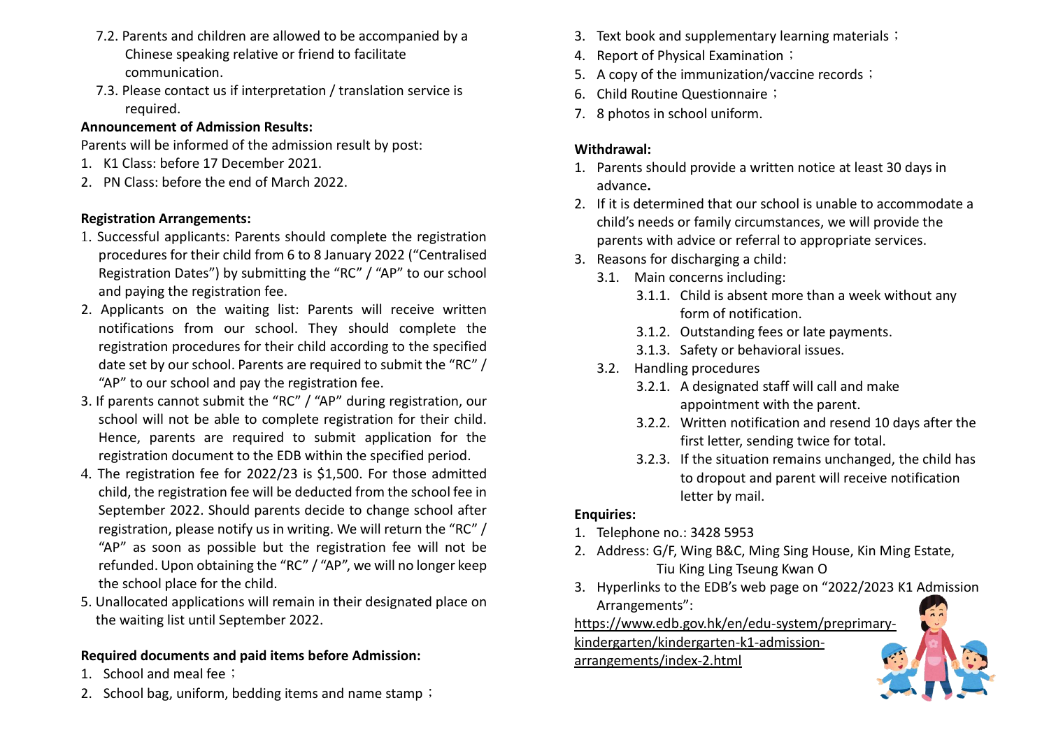7.2. Parents and children are allowed to be accompanied by a Chinese speaking relative or friend to facilitate communication.

7.3. Please contact us if interpretation / translation service is required.

**Announcement of Admission Results:**

Parents will be informed of the admission result by post:

1. K1 Class: before 17 December 2021.
2. PN Class: before the end of March 2022.

**Registration Arrangements:**

1. Successful applicants: Parents should complete the registration procedures for their child from 6 to 8 January 2022 ("Centralised Registration Dates") by submitting the "RC" / "AP" to our school and paying the registration fee.
2. Applicants on the waiting list: Parents will receive written notifications from our school. They should complete the registration procedures for their child according to the specified date set by our school. Parents are required to submit the "RC" / "AP" to our school and pay the registration fee.
3. If parents cannot submit the "RC" / "AP" during registration, our school will not be able to complete registration for their child. Hence, parents are required to submit application for the registration document to the EDB within the specified period.
4. The registration fee for 2022/23 is $1,500. For those admitted child, the registration fee will be deducted from the school fee in September 2022. Should parents decide to change school after registration, please notify us in writing. We will return the "RC" / "AP" as soon as possible but the registration fee will not be refunded. Upon obtaining the "RC" / "AP", we will no longer keep the school place for the child.
5. Unallocated applications will remain in their designated place on the waiting list until September 2022.

**Required documents and paid items before Admission:**

1. School and meal fee；
2. School bag, uniform, bedding items and name stamp；
3. Text book and supplementary learning materials；
4. Report of Physical Examination；
5. A copy of the immunization/vaccine records；
6. Child Routine Questionnaire；
7. 8 photos in school uniform.

**Withdrawal:**

1. Parents should provide a written notice at least 30 days in advance**.**
2. If it is determined that our school is unable to accommodate a child's needs or family circumstances, we will provide the parents with advice or referral to appropriate services.
3. Reasons for discharging a child:
   - 3.1. Main concerns including:
     - 3.1.1. Child is absent more than a week without any form of notification.
     - 3.1.2. Outstanding fees or late payments.
     - 3.1.3. Safety or behavioral issues.
   - 3.2. Handling procedures
     - 3.2.1. A designated staff will call and make appointment with the parent.
     - 3.2.2. Written notification and resend 10 days after the first letter, sending twice for total.
     - 3.2.3. If the situation remains unchanged, the child has to dropout and parent will receive notification letter by mail.

**Enquiries:**

1. Telephone no.: 3428 5953
2. Address: G/F, Wing B&C, Ming Sing House, Kin Ming Estate, Tiu King Ling Tseung Kwan O
3. Hyperlinks to the EDB's web page on "2022/2023 K1 Admission Arrangements":

https://www.edb.gov.hk/en/edu-system/preprimary-kindergarten/kindergarten-k1-admission-arrangements/index-2.html